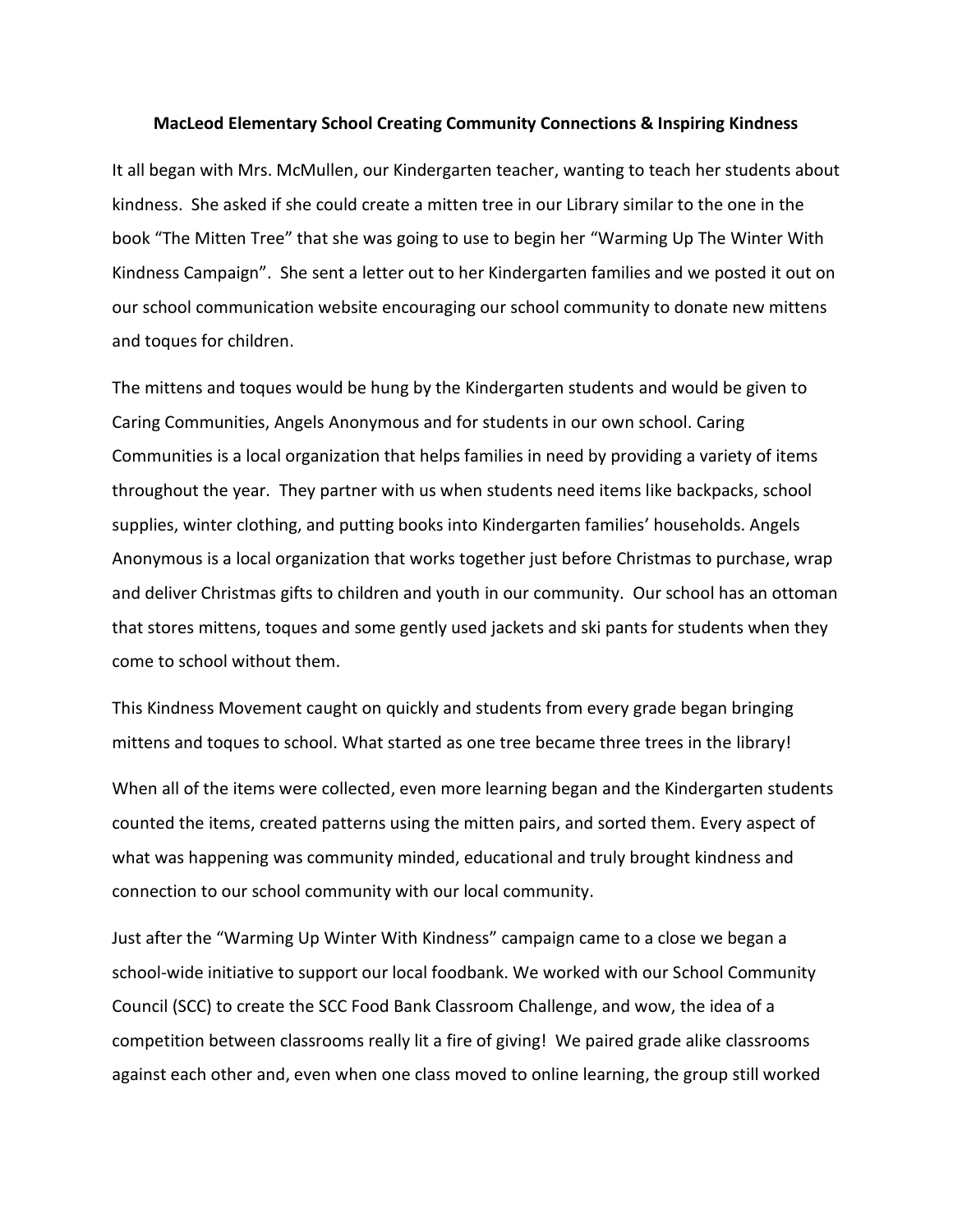**MacLeod Elementary School Creating Community Connections & Inspiring Kindness**

It all began with Mrs. McMullen, our Kindergarten teacher, wanting to teach her students about kindness. She asked if she could create a mitten tree in our Library similar to the one in the book "The Mitten Tree" that she was going to use to begin her "Warming Up The Winter With Kindness Campaign". She sent a letter out to her Kindergarten families and we posted it out on our school communication website encouraging our school community to donate new mittens and toques for children.

The mittens and toques would be hung by the Kindergarten students and would be given to Caring Communities, Angels Anonymous and for students in our own school. Caring Communities is a local organization that helps families in need by providing a variety of items throughout the year. They partner with us when students need items like backpacks, school supplies, winter clothing, and putting books into Kindergarten families' households. Angels Anonymous is a local organization that works together just before Christmas to purchase, wrap and deliver Christmas gifts to children and youth in our community. Our school has an ottoman that stores mittens, toques and some gently used jackets and ski pants for students when they come to school without them.

This Kindness Movement caught on quickly and students from every grade began bringing mittens and toques to school. What started as one tree became three trees in the library!

When all of the items were collected, even more learning began and the Kindergarten students counted the items, created patterns using the mitten pairs, and sorted them. Every aspect of what was happening was community minded, educational and truly brought kindness and connection to our school community with our local community.

Just after the "Warming Up Winter With Kindness" campaign came to a close we began a school-wide initiative to support our local foodbank. We worked with our School Community Council (SCC) to create the SCC Food Bank Classroom Challenge, and wow, the idea of a competition between classrooms really lit a fire of giving! We paired grade alike classrooms against each other and, even when one class moved to online learning, the group still worked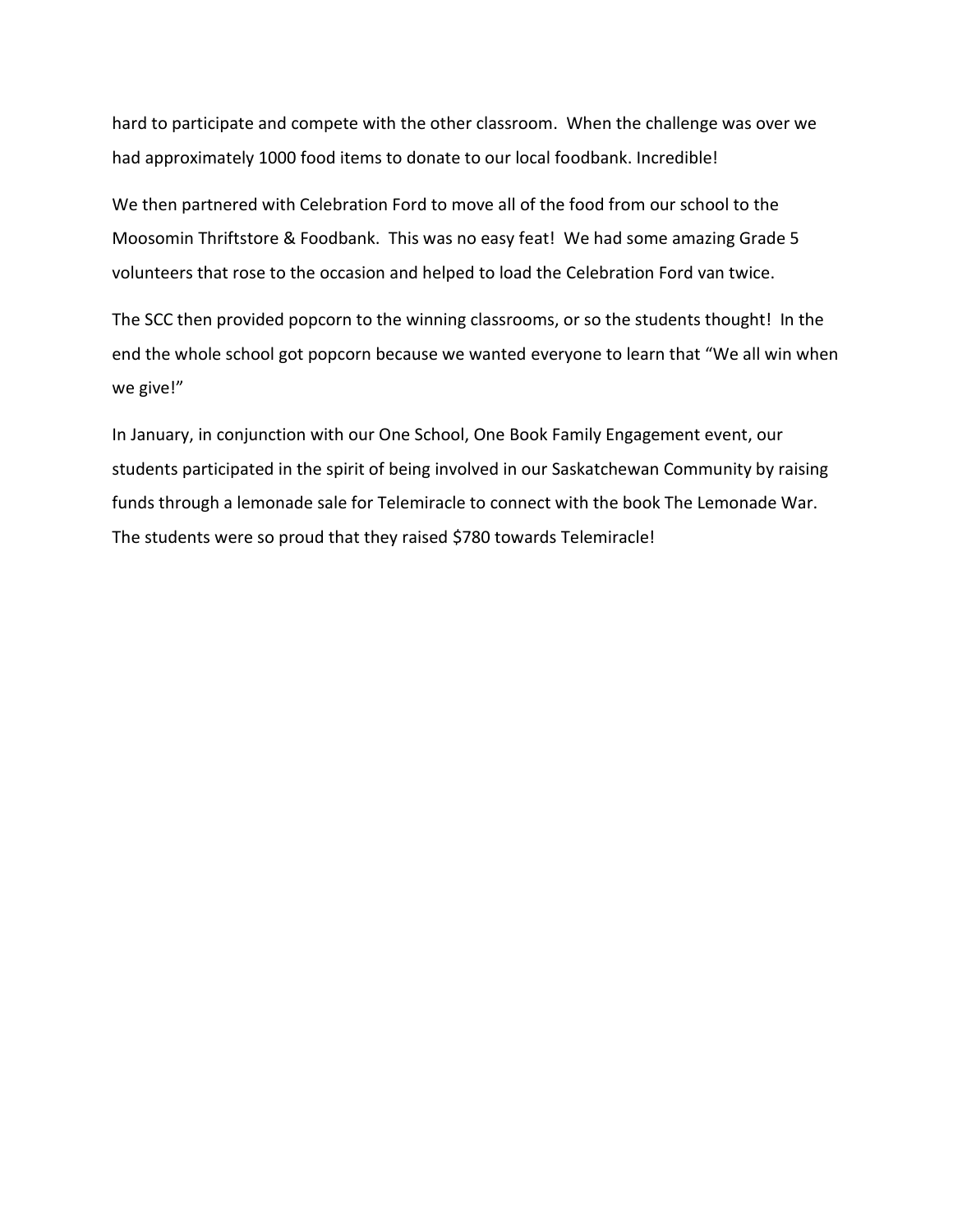hard to participate and compete with the other classroom. When the challenge was over we had approximately 1000 food items to donate to our local foodbank. Incredible!

We then partnered with Celebration Ford to move all of the food from our school to the Moosomin Thriftstore & Foodbank. This was no easy feat! We had some amazing Grade 5 volunteers that rose to the occasion and helped to load the Celebration Ford van twice.

The SCC then provided popcorn to the winning classrooms, or so the students thought! In the end the whole school got popcorn because we wanted everyone to learn that "We all win when we give!"

In January, in conjunction with our One School, One Book Family Engagement event, our students participated in the spirit of being involved in our Saskatchewan Community by raising funds through a lemonade sale for Telemiracle to connect with the book The Lemonade War. The students were so proud that they raised $780 towards Telemiracle!